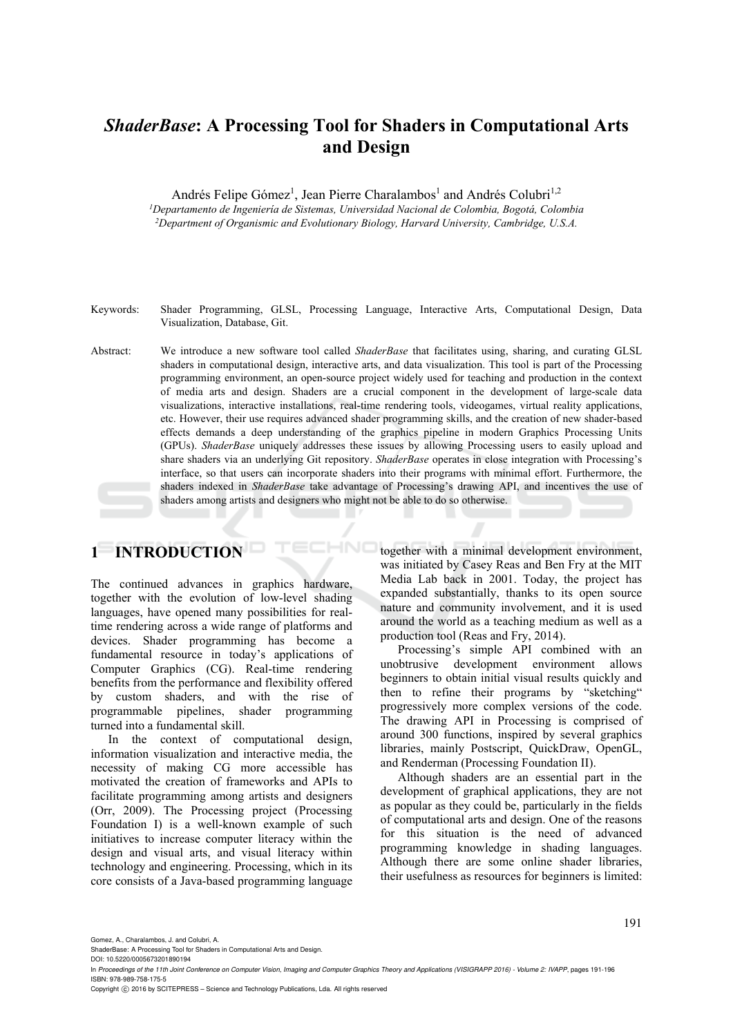# *ShaderBase*: A Processing Tool for Shaders in Computational Arts and Design

Andrés Felipe Gómez[1], Jean Pierre Charalambos[1] and Andrés Colubri[1,2]

[1]*Departamento de Ingeniería de Sistemas, Universidad Nacional de Colombia, Bogotá, Colombia*
[2]*Department of Organismic and Evolutionary Biology, Harvard University, Cambridge, U.S.A.*

Keywords: Shader Programming, GLSL, Processing Language, Interactive Arts, Computational Design, Data Visualization, Database, Git.

Abstract: We introduce a new software tool called *ShaderBase* that facilitates using, sharing, and curating GLSL shaders in computational design, interactive arts, and data visualization. This tool is part of the Processing programming environment, an open-source project widely used for teaching and production in the context of media arts and design. Shaders are a crucial component in the development of large-scale data visualizations, interactive installations, real-time rendering tools, videogames, virtual reality applications, etc. However, their use requires advanced shader programming skills, and the creation of new shader-based effects demands a deep understanding of the graphics pipeline in modern Graphics Processing Units (GPUs). *ShaderBase* uniquely addresses these issues by allowing Processing users to easily upload and share shaders via an underlying Git repository. *ShaderBase* operates in close integration with Processing's interface, so that users can incorporate shaders into their programs with minimal effort. Furthermore, the shaders indexed in *ShaderBase* take advantage of Processing's drawing API, and incentives the use of shaders among artists and designers who might not be able to do so otherwise.

## 1 INTRODUCTION

The continued advances in graphics hardware, together with the evolution of low-level shading languages, have opened many possibilities for real-time rendering across a wide range of platforms and devices. Shader programming has become a fundamental resource in today's applications of Computer Graphics (CG). Real-time rendering benefits from the performance and flexibility offered by custom shaders, and with the rise of programmable pipelines, shader programming turned into a fundamental skill.

In the context of computational design, information visualization and interactive media, the necessity of making CG more accessible has motivated the creation of frameworks and APIs to facilitate programming among artists and designers (Orr, 2009). The Processing project (Processing Foundation I) is a well-known example of such initiatives to increase computer literacy within the design and visual arts, and visual literacy within technology and engineering. Processing, which in its core consists of a Java-based programming language together with a minimal development environment, was initiated by Casey Reas and Ben Fry at the MIT Media Lab back in 2001. Today, the project has expanded substantially, thanks to its open source nature and community involvement, and it is used around the world as a teaching medium as well as a production tool (Reas and Fry, 2014).

Processing's simple API combined with an unobtrusive development environment allows beginners to obtain initial visual results quickly and then to refine their programs by "sketching" progressively more complex versions of the code. The drawing API in Processing is comprised of around 300 functions, inspired by several graphics libraries, mainly Postscript, QuickDraw, OpenGL, and Renderman (Processing Foundation II).

Although shaders are an essential part in the development of graphical applications, they are not as popular as they could be, particularly in the fields of computational arts and design. One of the reasons for this situation is the need of advanced programming knowledge in shading languages. Although there are some online shader libraries, their usefulness as resources for beginners is limited:

Gomez, A., Charalambos, J. and Colubri, A.
ShaderBase: A Processing Tool for Shaders in Computational Arts and Design.
DOI: 10.5220/0005673201890194
In *Proceedings of the 11th Joint Conference on Computer Vision, Imaging and Computer Graphics Theory and Applications (VISIGRAPP 2016) - Volume 2: IVAPP*, pages 191-196
ISBN: 978-989-758-175-5
Copyright © 2016 by SCITEPRESS – Science and Technology Publications, Lda. All rights reserved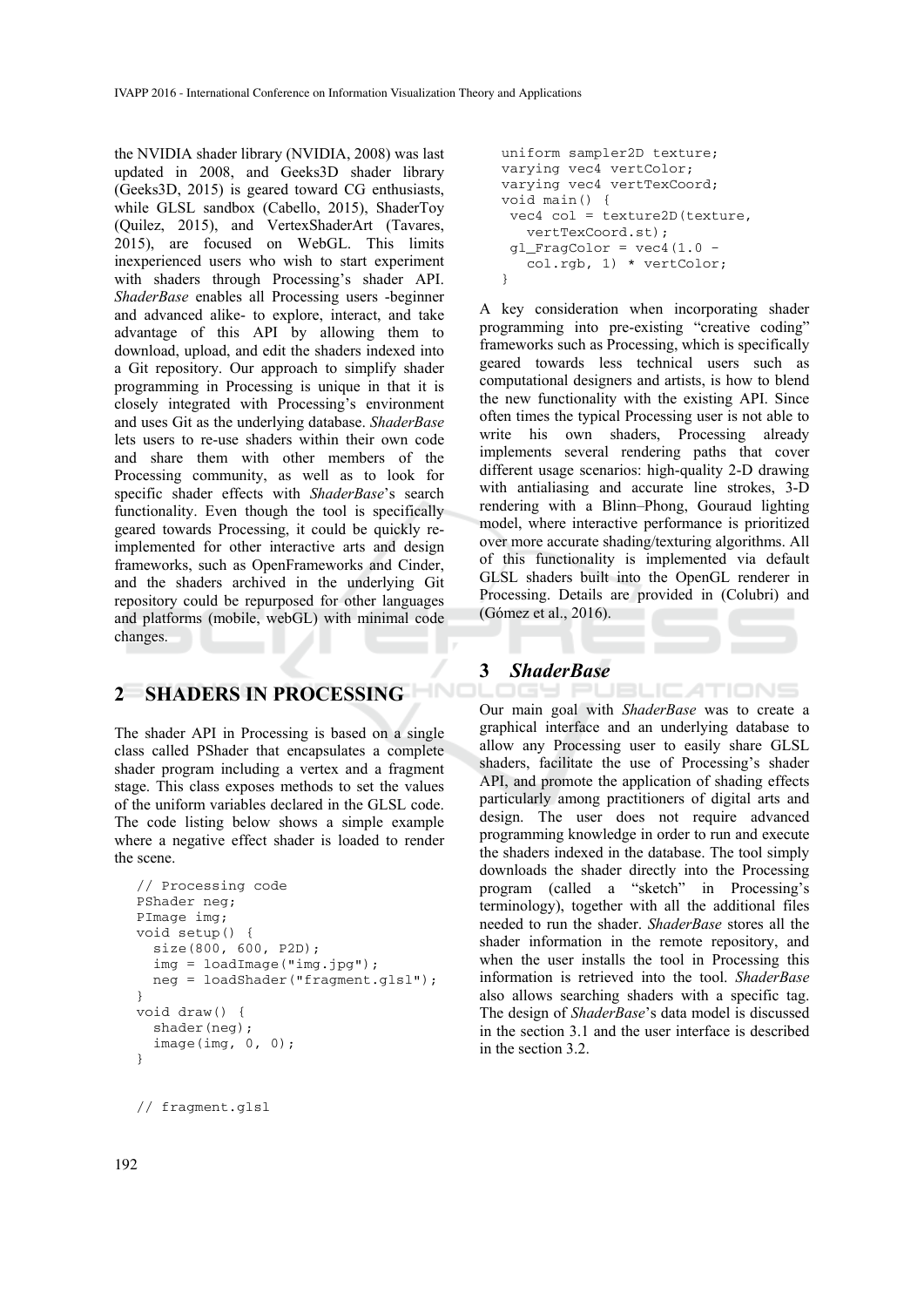the NVIDIA shader library (NVIDIA, 2008) was last updated in 2008, and Geeks3D shader library (Geeks3D, 2015) is geared toward CG enthusiasts, while GLSL sandbox (Cabello, 2015), ShaderToy (Quilez, 2015), and VertexShaderArt (Tavares, 2015), are focused on WebGL. This limits inexperienced users who wish to start experiment with shaders through Processing's shader API. *ShaderBase* enables all Processing users -beginner and advanced alike- to explore, interact, and take advantage of this API by allowing them to download, upload, and edit the shaders indexed into a Git repository. Our approach to simplify shader programming in Processing is unique in that it is closely integrated with Processing's environment and uses Git as the underlying database. *ShaderBase* lets users to re-use shaders within their own code and share them with other members of the Processing community, as well as to look for specific shader effects with *ShaderBase*'s search functionality. Even though the tool is specifically geared towards Processing, it could be quickly re-implemented for other interactive arts and design frameworks, such as OpenFrameworks and Cinder, and the shaders archived in the underlying Git repository could be repurposed for other languages and platforms (mobile, webGL) with minimal code changes.

## 2 SHADERS IN PROCESSING

The shader API in Processing is based on a single class called PShader that encapsulates a complete shader program including a vertex and a fragment stage. This class exposes methods to set the values of the uniform variables declared in the GLSL code. The code listing below shows a simple example where a negative effect shader is loaded to render the scene.

```
// Processing code
PShader neg;
PImage img;
void setup() {
  size(800, 600, P2D);
  img = loadImage("img.jpg");
  neg = loadShader("fragment.glsl");
}
void draw() {
  shader(neg);
  image(img, 0, 0);
}

// fragment.glsl
uniform sampler2D texture;
varying vec4 vertColor;
varying vec4 vertTexCoord;
void main() {
 vec4 col = texture2D(texture,
   vertTexCoord.st);
 gl_FragColor = vec4(1.0 -
   col.rgb, 1) * vertColor;
}
```

A key consideration when incorporating shader programming into pre-existing "creative coding" frameworks such as Processing, which is specifically geared towards less technical users such as computational designers and artists, is how to blend the new functionality with the existing API. Since often times the typical Processing user is not able to write his own shaders, Processing already implements several rendering paths that cover different usage scenarios: high-quality 2-D drawing with antialiasing and accurate line strokes, 3-D rendering with a Blinn–Phong, Gouraud lighting model, where interactive performance is prioritized over more accurate shading/texturing algorithms. All of this functionality is implemented via default GLSL shaders built into the OpenGL renderer in Processing. Details are provided in (Colubri) and (Gómez et al., 2016).

## 3 *ShaderBase*

Our main goal with *ShaderBase* was to create a graphical interface and an underlying database to allow any Processing user to easily share GLSL shaders, facilitate the use of Processing's shader API, and promote the application of shading effects particularly among practitioners of digital arts and design. The user does not require advanced programming knowledge in order to run and execute the shaders indexed in the database. The tool simply downloads the shader directly into the Processing program (called a "sketch" in Processing's terminology), together with all the additional files needed to run the shader. *ShaderBase* stores all the shader information in the remote repository, and when the user installs the tool in Processing this information is retrieved into the tool. *ShaderBase* also allows searching shaders with a specific tag. The design of *ShaderBase*'s data model is discussed in the section 3.1 and the user interface is described in the section 3.2.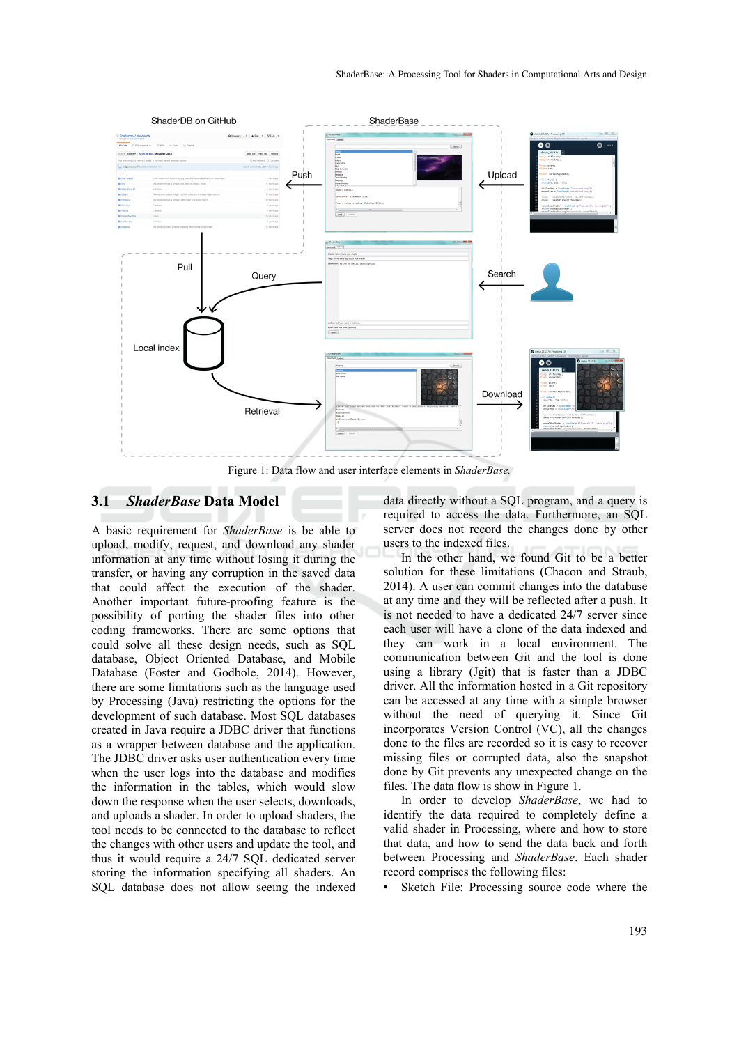Figure 1: Data flow and user interface elements in *ShaderBase*.

## 3.1 *ShaderBase* Data Model

A basic requirement for *ShaderBase* is be able to upload, modify, request, and download any shader information at any time without losing it during the transfer, or having any corruption in the saved data that could affect the execution of the shader. Another important future-proofing feature is the possibility of porting the shader files into other coding frameworks. There are some options that could solve all these design needs, such as SQL database, Object Oriented Database, and Mobile Database (Foster and Godbole, 2014). However, there are some limitations such as the language used by Processing (Java) restricting the options for the development of such database. Most SQL databases created in Java require a JDBC driver that functions as a wrapper between database and the application. The JDBC driver asks user authentication every time when the user logs into the database and modifies the information in the tables, which would slow down the response when the user selects, downloads, and uploads a shader. In order to upload shaders, the tool needs to be connected to the database to reflect the changes with other users and update the tool, and thus it would require a 24/7 SQL dedicated server storing the information specifying all shaders. An SQL database does not allow seeing the indexed data directly without a SQL program, and a query is required to access the data. Furthermore, an SQL server does not record the changes done by other users to the indexed files.

In the other hand, we found Git to be a better solution for these limitations (Chacon and Straub, 2014). A user can commit changes into the database at any time and they will be reflected after a push. It is not needed to have a dedicated 24/7 server since each user will have a clone of the data locally and they can work in a local environment. The communication between Git and the tool is done using a library (Jgit) that is faster than a JDBC driver. All the information hosted in a Git repository can be accessed at any time with a simple browser without the need of querying it. Since Git incorporates Version Control (VC), all the changes done to the files are recorded so it is easy to recover missing files or corrupted data, also the snapshot done by Git prevents any unexpected change on the files. The data flow is show in Figure 1.

In order to develop *ShaderBase*, we had to identify the data required to completely define a valid shader in Processing, where and how to store that data, and how to send the data back and forth between Processing and *ShaderBase*. Each shader record comprises the following files:

- Sketch File: Processing source code where the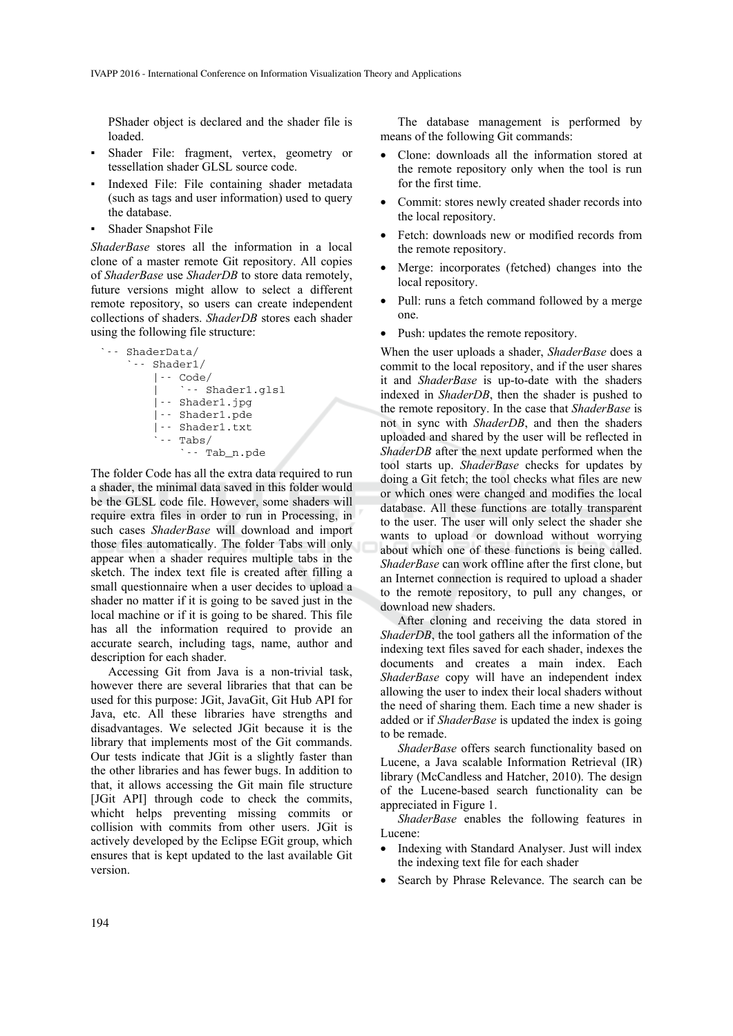PShader object is declared and the shader file is loaded.

- Shader File: fragment, vertex, geometry or tessellation shader GLSL source code.
- Indexed File: File containing shader metadata (such as tags and user information) used to query the database.
- Shader Snapshot File

*ShaderBase* stores all the information in a local clone of a master remote Git repository. All copies of *ShaderBase* use *ShaderDB* to store data remotely, future versions might allow to select a different remote repository, so users can create independent collections of shaders. *ShaderDB* stores each shader using the following file structure:

```
`-- ShaderData/
    `-- Shader1/
        |-- Code/
        |   `-- Shader1.glsl
        |-- Shader1.jpg
        |-- Shader1.pde
        |-- Shader1.txt
        `-- Tabs/
            `-- Tab_n.pde
```

The folder Code has all the extra data required to run a shader, the minimal data saved in this folder would be the GLSL code file. However, some shaders will require extra files in order to run in Processing, in such cases *ShaderBase* will download and import those files automatically. The folder Tabs will only appear when a shader requires multiple tabs in the sketch. The index text file is created after filling a small questionnaire when a user decides to upload a shader no matter if it is going to be saved just in the local machine or if it is going to be shared. This file has all the information required to provide an accurate search, including tags, name, author and description for each shader.

Accessing Git from Java is a non-trivial task, however there are several libraries that that can be used for this purpose: JGit, JavaGit, Git Hub API for Java, etc. All these libraries have strengths and disadvantages. We selected JGit because it is the library that implements most of the Git commands. Our tests indicate that JGit is a slightly faster than the other libraries and has fewer bugs. In addition to that, it allows accessing the Git main file structure [JGit API] through code to check the commits, whicht helps preventing missing commits or collision with commits from other users. JGit is actively developed by the Eclipse EGit group, which ensures that is kept updated to the last available Git version.

The database management is performed by means of the following Git commands:

- Clone: downloads all the information stored at the remote repository only when the tool is run for the first time.
- Commit: stores newly created shader records into the local repository.
- Fetch: downloads new or modified records from the remote repository.
- Merge: incorporates (fetched) changes into the local repository.
- Pull: runs a fetch command followed by a merge one.
- Push: updates the remote repository.

When the user uploads a shader, *ShaderBase* does a commit to the local repository, and if the user shares it and *ShaderBase* is up-to-date with the shaders indexed in *ShaderDB*, then the shader is pushed to the remote repository. In the case that *ShaderBase* is not in sync with *ShaderDB*, and then the shaders uploaded and shared by the user will be reflected in *ShaderDB* after the next update performed when the tool starts up. *ShaderBase* checks for updates by doing a Git fetch; the tool checks what files are new or which ones were changed and modifies the local database. All these functions are totally transparent to the user. The user will only select the shader she wants to upload or download without worrying about which one of these functions is being called. *ShaderBase* can work offline after the first clone, but an Internet connection is required to upload a shader to the remote repository, to pull any changes, or download new shaders.

After cloning and receiving the data stored in *ShaderDB*, the tool gathers all the information of the indexing text files saved for each shader, indexes the documents and creates a main index. Each *ShaderBase* copy will have an independent index allowing the user to index their local shaders without the need of sharing them. Each time a new shader is added or if *ShaderBase* is updated the index is going to be remade.

*ShaderBase* offers search functionality based on Lucene, a Java scalable Information Retrieval (IR) library (McCandless and Hatcher, 2010). The design of the Lucene-based search functionality can be appreciated in Figure 1.

*ShaderBase* enables the following features in Lucene:

- Indexing with Standard Analyser. Just will index the indexing text file for each shader
- Search by Phrase Relevance. The search can be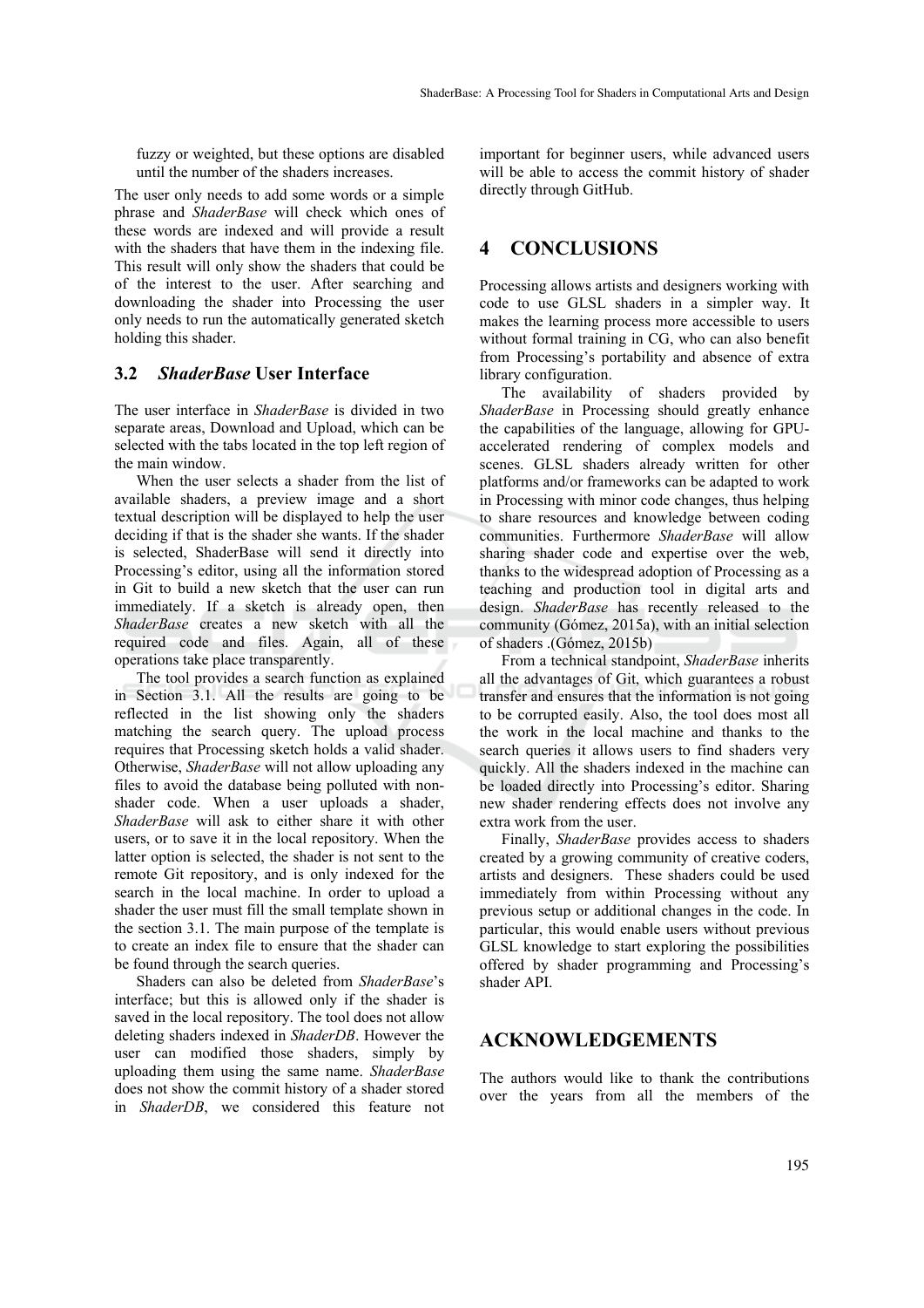fuzzy or weighted, but these options are disabled until the number of the shaders increases.

The user only needs to add some words or a simple phrase and *ShaderBase* will check which ones of these words are indexed and will provide a result with the shaders that have them in the indexing file. This result will only show the shaders that could be of the interest to the user. After searching and downloading the shader into Processing the user only needs to run the automatically generated sketch holding this shader.

### 3.2 *ShaderBase* User Interface

The user interface in *ShaderBase* is divided in two separate areas, Download and Upload, which can be selected with the tabs located in the top left region of the main window.

When the user selects a shader from the list of available shaders, a preview image and a short textual description will be displayed to help the user deciding if that is the shader she wants. If the shader is selected, ShaderBase will send it directly into Processing's editor, using all the information stored in Git to build a new sketch that the user can run immediately. If a sketch is already open, then *ShaderBase* creates a new sketch with all the required code and files. Again, all of these operations take place transparently.

The tool provides a search function as explained in Section 3.1. All the results are going to be reflected in the list showing only the shaders matching the search query. The upload process requires that Processing sketch holds a valid shader. Otherwise, *ShaderBase* will not allow uploading any files to avoid the database being polluted with non-shader code. When a user uploads a shader, *ShaderBase* will ask to either share it with other users, or to save it in the local repository. When the latter option is selected, the shader is not sent to the remote Git repository, and is only indexed for the search in the local machine. In order to upload a shader the user must fill the small template shown in the section 3.1. The main purpose of the template is to create an index file to ensure that the shader can be found through the search queries.

Shaders can also be deleted from *ShaderBase*'s interface; but this is allowed only if the shader is saved in the local repository. The tool does not allow deleting shaders indexed in *ShaderDB*. However the user can modified those shaders, simply by uploading them using the same name. *ShaderBase* does not show the commit history of a shader stored in *ShaderDB*, we considered this feature not important for beginner users, while advanced users will be able to access the commit history of shader directly through GitHub.

## 4 CONCLUSIONS

Processing allows artists and designers working with code to use GLSL shaders in a simpler way. It makes the learning process more accessible to users without formal training in CG, who can also benefit from Processing's portability and absence of extra library configuration.

The availability of shaders provided by *ShaderBase* in Processing should greatly enhance the capabilities of the language, allowing for GPU-accelerated rendering of complex models and scenes. GLSL shaders already written for other platforms and/or frameworks can be adapted to work in Processing with minor code changes, thus helping to share resources and knowledge between coding communities. Furthermore *ShaderBase* will allow sharing shader code and expertise over the web, thanks to the widespread adoption of Processing as a teaching and production tool in digital arts and design. *ShaderBase* has recently released to the community (Gómez, 2015a), with an initial selection of shaders .(Gómez, 2015b)

From a technical standpoint, *ShaderBase* inherits all the advantages of Git, which guarantees a robust transfer and ensures that the information is not going to be corrupted easily. Also, the tool does most all the work in the local machine and thanks to the search queries it allows users to find shaders very quickly. All the shaders indexed in the machine can be loaded directly into Processing's editor. Sharing new shader rendering effects does not involve any extra work from the user.

Finally, *ShaderBase* provides access to shaders created by a growing community of creative coders, artists and designers. These shaders could be used immediately from within Processing without any previous setup or additional changes in the code. In particular, this would enable users without previous GLSL knowledge to start exploring the possibilities offered by shader programming and Processing's shader API.

## ACKNOWLEDGEMENTS

The authors would like to thank the contributions over the years from all the members of the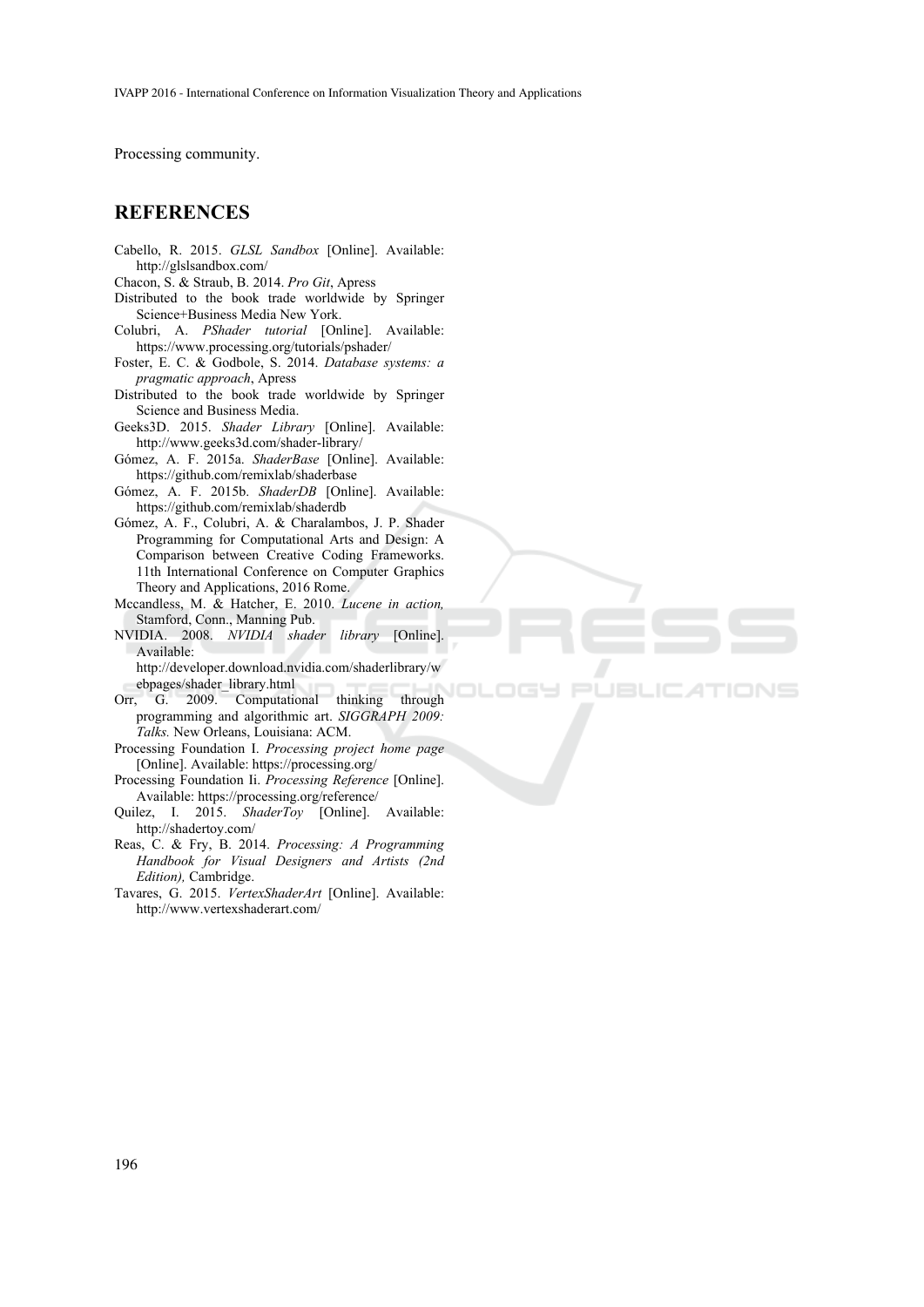Processing community.

## REFERENCES

Cabello, R. 2015. *GLSL Sandbox* [Online]. Available: http://glslsandbox.com/

Chacon, S. & Straub, B. 2014. *Pro Git*, Apress

Distributed to the book trade worldwide by Springer Science+Business Media New York.

Colubri, A. *PShader tutorial* [Online]. Available: https://www.processing.org/tutorials/pshader/

Foster, E. C. & Godbole, S. 2014. *Database systems: a pragmatic approach*, Apress

Distributed to the book trade worldwide by Springer Science and Business Media.

Geeks3D. 2015. *Shader Library* [Online]. Available: http://www.geeks3d.com/shader-library/

Gómez, A. F. 2015a. *ShaderBase* [Online]. Available: https://github.com/remixlab/shaderbase

Gómez, A. F. 2015b. *ShaderDB* [Online]. Available: https://github.com/remixlab/shaderdb

Gómez, A. F., Colubri, A. & Charalambos, J. P. Shader Programming for Computational Arts and Design: A Comparison between Creative Coding Frameworks. 11th International Conference on Computer Graphics Theory and Applications, 2016 Rome.

Mccandless, M. & Hatcher, E. 2010. *Lucene in action,* Stamford, Conn., Manning Pub.

NVIDIA. 2008. *NVIDIA shader library* [Online]. Available: http://developer.download.nvidia.com/shaderlibrary/webpages/shader_library.html

Orr, G. 2009. Computational thinking through programming and algorithmic art. *SIGGRAPH 2009: Talks.* New Orleans, Louisiana: ACM.

Processing Foundation I. *Processing project home page* [Online]. Available: https://processing.org/

Processing Foundation Ii. *Processing Reference* [Online]. Available: https://processing.org/reference/

Quilez, I. 2015. *ShaderToy* [Online]. Available: http://shadertoy.com/

Reas, C. & Fry, B. 2014. *Processing: A Programming Handbook for Visual Designers and Artists (2nd Edition),* Cambridge.

Tavares, G. 2015. *VertexShaderArt* [Online]. Available: http://www.vertexshaderart.com/